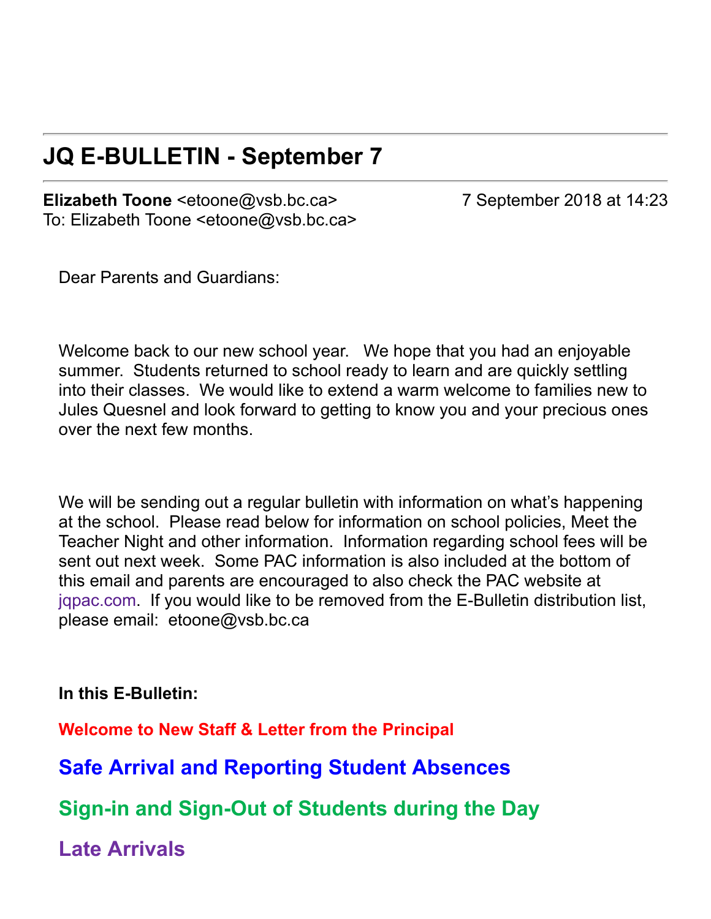## JQ E-BULLETIN - September 7

**Elizabeth Toone** <etoone@vsb.bc.ca> 7 September 2018 at 14:23
To: Elizabeth Toone <etoone@vsb.bc.ca>

Dear Parents and Guardians:

Welcome back to our new school year. We hope that you had an enjoyable summer. Students returned to school ready to learn and are quickly settling into their classes. We would like to extend a warm welcome to families new to Jules Quesnel and look forward to getting to know you and your precious ones over the next few months.

We will be sending out a regular bulletin with information on what's happening at the school. Please read below for information on school policies, Meet the Teacher Night and other information. Information regarding school fees will be sent out next week. Some PAC information is also included at the bottom of this email and parents are encouraged to also check the PAC website at jqpac.com. If you would like to be removed from the E-Bulletin distribution list, please email: etoone@vsb.bc.ca

**In this E-Bulletin:**

**Welcome to New Staff & Letter from the Principal**

**Safe Arrival and Reporting Student Absences**

**Sign-in and Sign-Out of Students during the Day**

**Late Arrivals**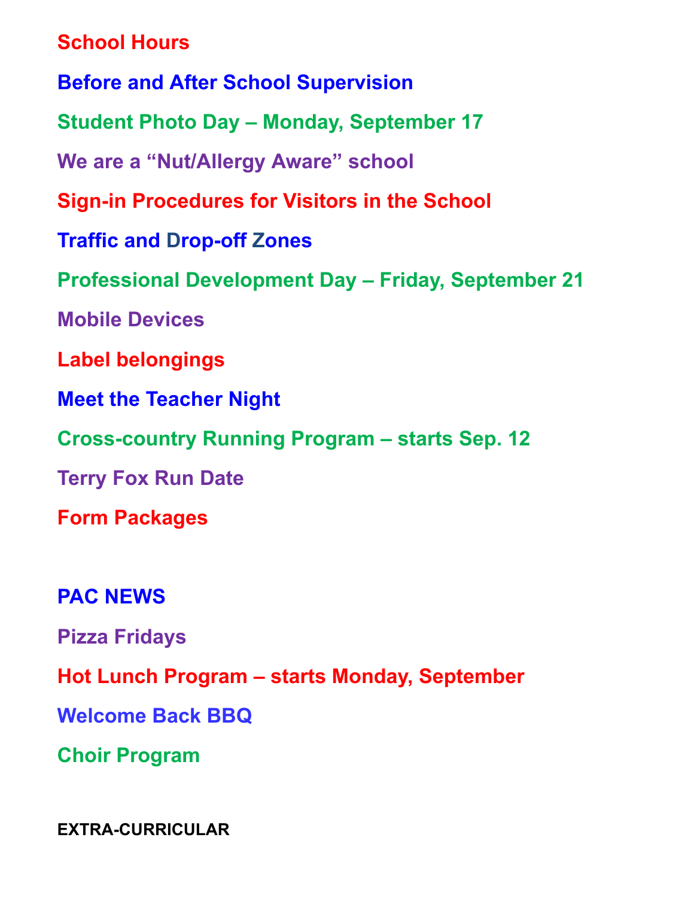**School Hours**

**Before and After School Supervision**

**Student Photo Day – Monday, September 17**

**We are a “Nut/Allergy Aware” school**

**Sign-in Procedures for Visitors in the School**

**Traffic and Drop-off Zones**

**Professional Development Day – Friday, September 21**

**Mobile Devices**

**Label belongings**

**Meet the Teacher Night**

**Cross-country Running Program – starts Sep. 12**

**Terry Fox Run Date**

**Form Packages**

**PAC NEWS**

**Pizza Fridays**

**Hot Lunch Program – starts Monday, September**

**Welcome Back BBQ**

**Choir Program**

**EXTRA-CURRICULAR**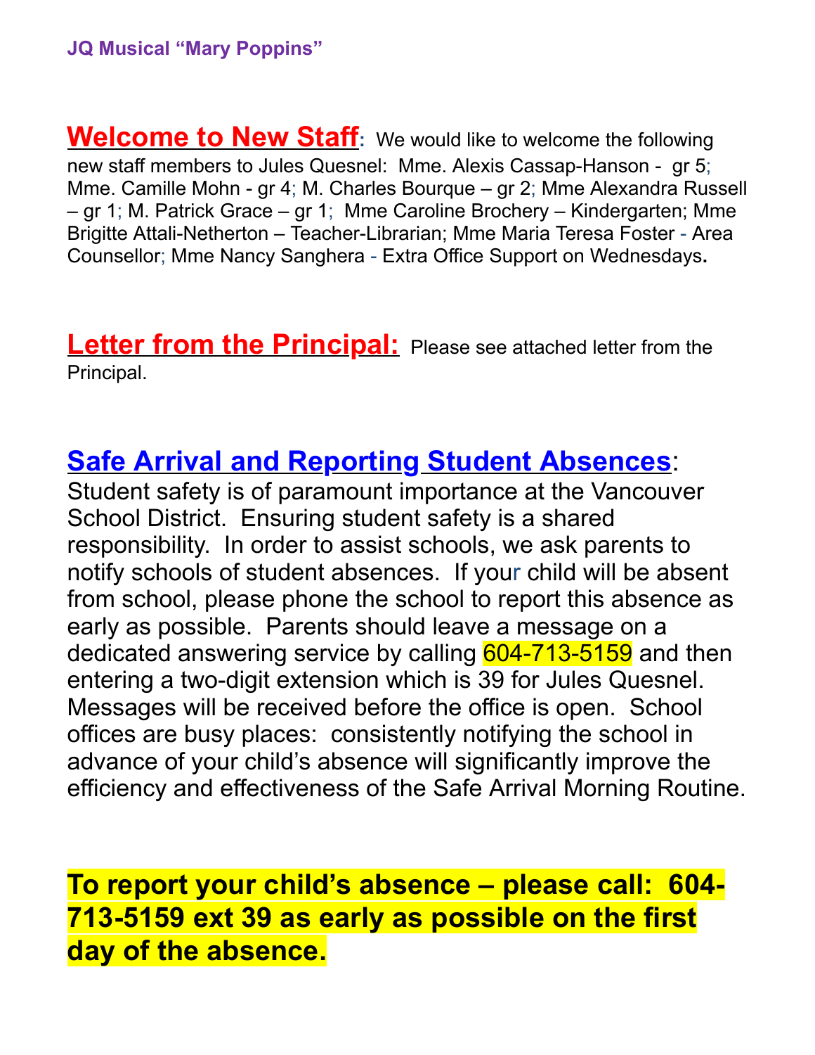JQ Musical "Mary Poppins"

**Welcome to New Staff**: We would like to welcome the following new staff members to Jules Quesnel: Mme. Alexis Cassap-Hanson - gr 5; Mme. Camille Mohn - gr 4; M. Charles Bourque – gr 2; Mme Alexandra Russell – gr 1; M. Patrick Grace – gr 1; Mme Caroline Brochery – Kindergarten; Mme Brigitte Attali-Netherton – Teacher-Librarian; Mme Maria Teresa Foster - Area Counsellor; Mme Nancy Sanghera - Extra Office Support on Wednesdays.

**Letter from the Principal:** Please see attached letter from the Principal.

## Safe Arrival and Reporting Student Absences:

Student safety is of paramount importance at the Vancouver School District. Ensuring student safety is a shared responsibility. In order to assist schools, we ask parents to notify schools of student absences. If your child will be absent from school, please phone the school to report this absence as early as possible. Parents should leave a message on a dedicated answering service by calling 604-713-5159 and then entering a two-digit extension which is 39 for Jules Quesnel. Messages will be received before the office is open. School offices are busy places: consistently notifying the school in advance of your child's absence will significantly improve the efficiency and effectiveness of the Safe Arrival Morning Routine.

**To report your child's absence – please call: 604-713-5159 ext 39 as early as possible on the first day of the absence.**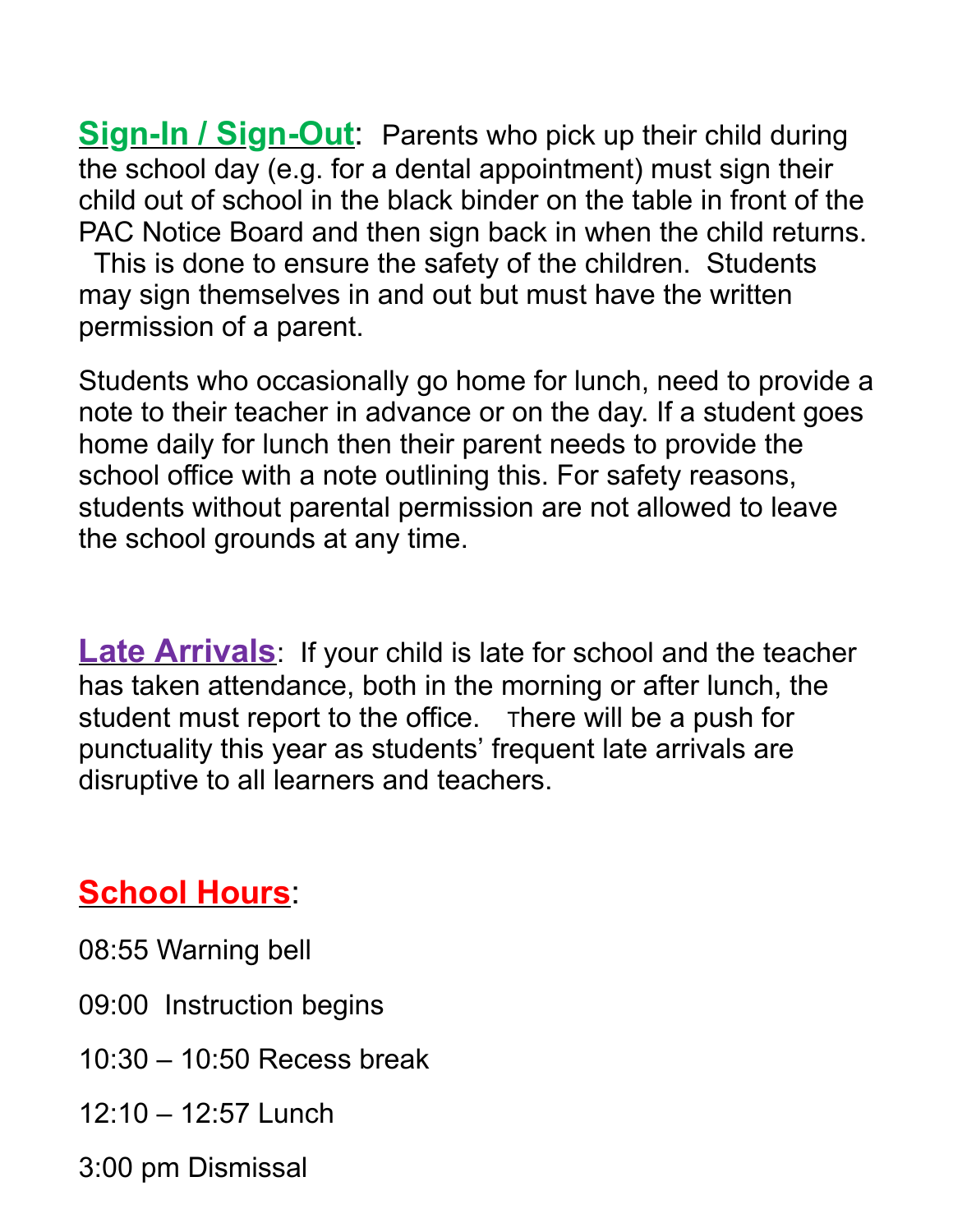**Sign-In / Sign-Out**: Parents who pick up their child during the school day (e.g. for a dental appointment) must sign their child out of school in the black binder on the table in front of the PAC Notice Board and then sign back in when the child returns. This is done to ensure the safety of the children. Students may sign themselves in and out but must have the written permission of a parent.

Students who occasionally go home for lunch, need to provide a note to their teacher in advance or on the day. If a student goes home daily for lunch then their parent needs to provide the school office with a note outlining this. For safety reasons, students without parental permission are not allowed to leave the school grounds at any time.

**Late Arrivals**: If your child is late for school and the teacher has taken attendance, both in the morning or after lunch, the student must report to the office. There will be a push for punctuality this year as students' frequent late arrivals are disruptive to all learners and teachers.

**School Hours**:

08:55 Warning bell

09:00 Instruction begins

10:30 – 10:50 Recess break

12:10 – 12:57 Lunch

3:00 pm Dismissal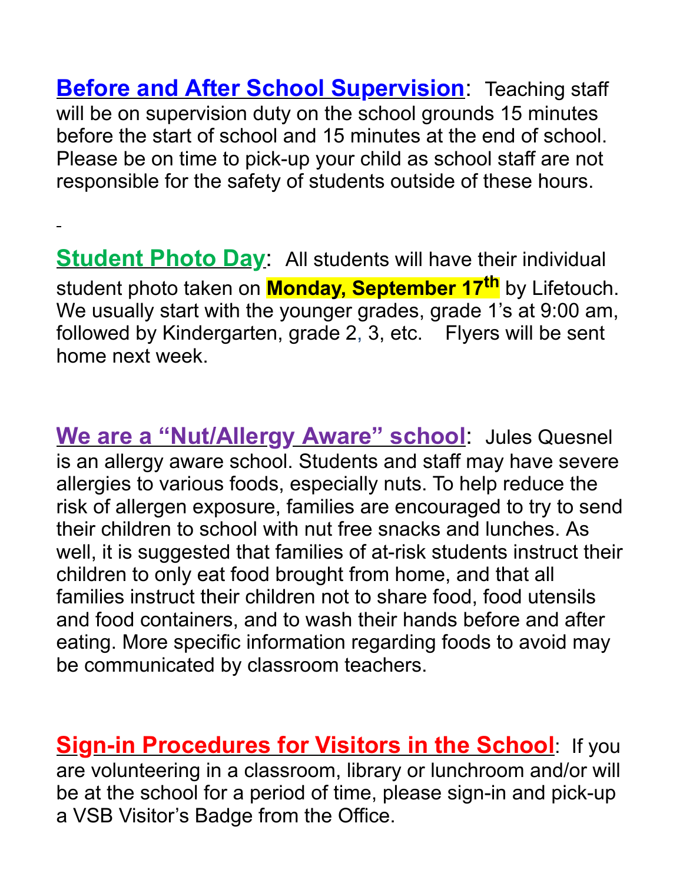**Before and After School Supervision**: Teaching staff will be on supervision duty on the school grounds 15 minutes before the start of school and 15 minutes at the end of school. Please be on time to pick-up your child as school staff are not responsible for the safety of students outside of these hours.

**Student Photo Day**: All students will have their individual student photo taken on **Monday, September 17th** by Lifetouch. We usually start with the younger grades, grade 1's at 9:00 am, followed by Kindergarten, grade 2, 3, etc. Flyers will be sent home next week.

**We are a "Nut/Allergy Aware" school**: Jules Quesnel is an allergy aware school. Students and staff may have severe allergies to various foods, especially nuts. To help reduce the risk of allergen exposure, families are encouraged to try to send their children to school with nut free snacks and lunches. As well, it is suggested that families of at-risk students instruct their children to only eat food brought from home, and that all families instruct their children not to share food, food utensils and food containers, and to wash their hands before and after eating. More specific information regarding foods to avoid may be communicated by classroom teachers.

**Sign-in Procedures for Visitors in the School**: If you are volunteering in a classroom, library or lunchroom and/or will be at the school for a period of time, please sign-in and pick-up a VSB Visitor's Badge from the Office.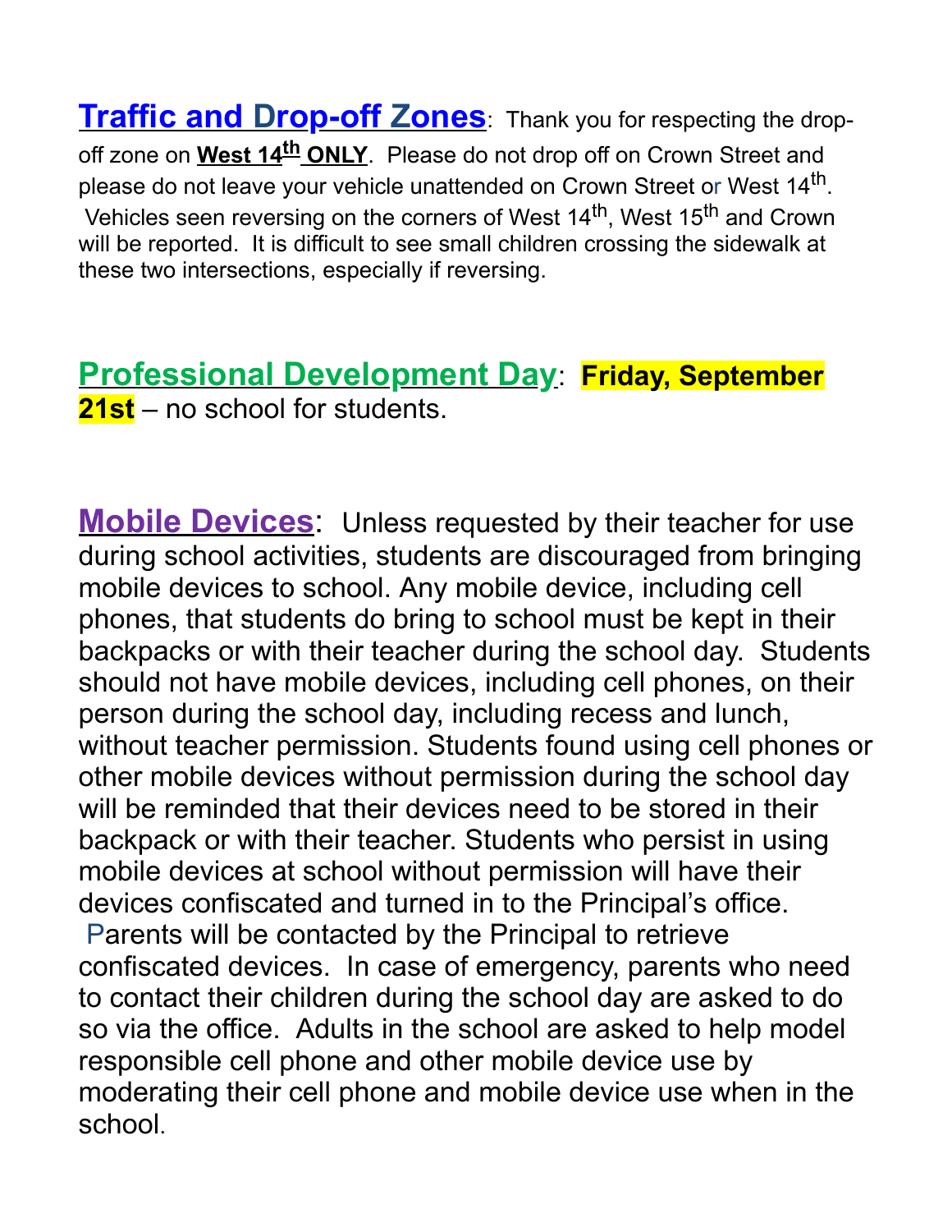**Traffic and Drop-off Zones**: Thank you for respecting the drop-off zone on **West 14th ONLY**. Please do not drop off on Crown Street and please do not leave your vehicle unattended on Crown Street or West 14th. Vehicles seen reversing on the corners of West 14th, West 15th and Crown will be reported. It is difficult to see small children crossing the sidewalk at these two intersections, especially if reversing.

**Professional Development Day**: **Friday, September 21st** – no school for students.

**Mobile Devices**: Unless requested by their teacher for use during school activities, students are discouraged from bringing mobile devices to school. Any mobile device, including cell phones, that students do bring to school must be kept in their backpacks or with their teacher during the school day. Students should not have mobile devices, including cell phones, on their person during the school day, including recess and lunch, without teacher permission. Students found using cell phones or other mobile devices without permission during the school day will be reminded that their devices need to be stored in their backpack or with their teacher. Students who persist in using mobile devices at school without permission will have their devices confiscated and turned in to the Principal's office. Parents will be contacted by the Principal to retrieve confiscated devices. In case of emergency, parents who need to contact their children during the school day are asked to do so via the office. Adults in the school are asked to help model responsible cell phone and other mobile device use by moderating their cell phone and mobile device use when in the school.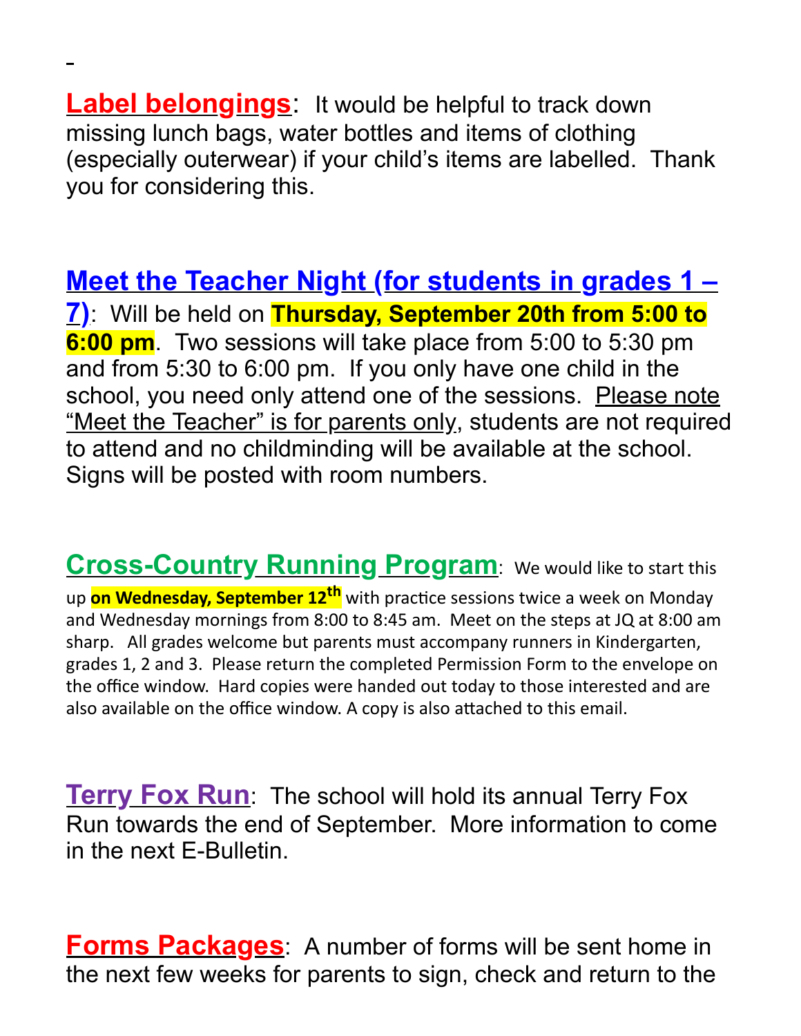**Label belongings**: It would be helpful to track down missing lunch bags, water bottles and items of clothing (especially outerwear) if your child's items are labelled. Thank you for considering this.

**Meet the Teacher Night (for students in grades 1 – 7)**: Will be held on **Thursday, September 20th from 5:00 to 6:00 pm**. Two sessions will take place from 5:00 to 5:30 pm and from 5:30 to 6:00 pm. If you only have one child in the school, you need only attend one of the sessions. Please note "Meet the Teacher" is for parents only, students are not required to attend and no childminding will be available at the school. Signs will be posted with room numbers.

**Cross-Country Running Program**: We would like to start this up **on Wednesday, September 12th** with practice sessions twice a week on Monday and Wednesday mornings from 8:00 to 8:45 am. Meet on the steps at JQ at 8:00 am sharp. All grades welcome but parents must accompany runners in Kindergarten, grades 1, 2 and 3. Please return the completed Permission Form to the envelope on the office window. Hard copies were handed out today to those interested and are also available on the office window. A copy is also attached to this email.

**Terry Fox Run**: The school will hold its annual Terry Fox Run towards the end of September. More information to come in the next E-Bulletin.

**Forms Packages**: A number of forms will be sent home in the next few weeks for parents to sign, check and return to the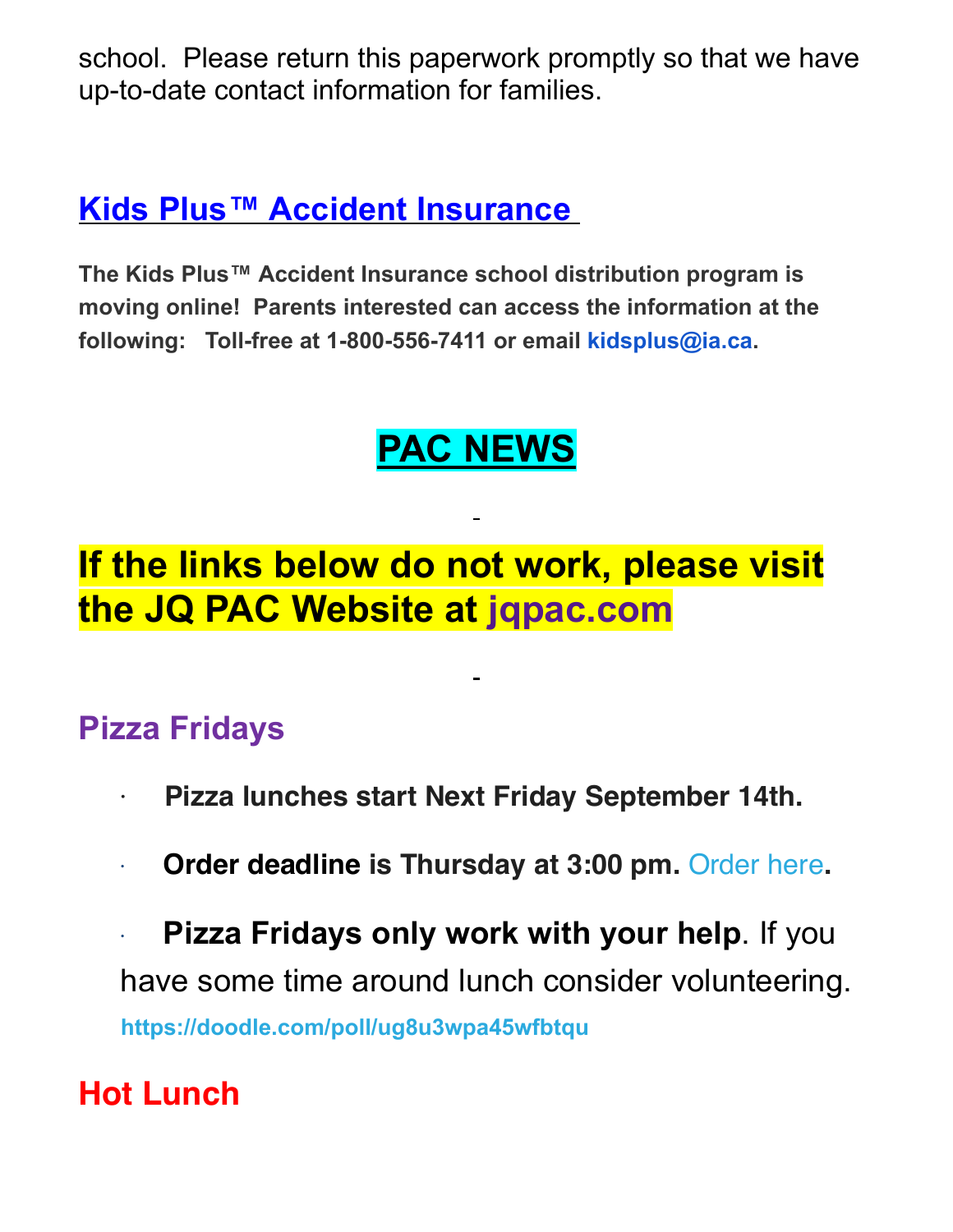school.  Please return this paperwork promptly so that we have up-to-date contact information for families.

## Kids Plus™ Accident Insurance

**The Kids Plus™ Accident Insurance school distribution program is moving online!  Parents interested can access the information at the following:   Toll-free at 1-800-556-7411 or email kidsplus@ia.ca.**

# PAC NEWS

## If the links below do not work, please visit the JQ PAC Website at jqpac.com

### Pizza Fridays

- **Pizza lunches start Next Friday September 14th.**
- **Order deadline is Thursday at 3:00 pm.** Order here**.**
- **Pizza Fridays only work with your help**. If you have some time around lunch consider volunteering. **https://doodle.com/poll/ug8u3wpa45wfbtqu**

### Hot Lunch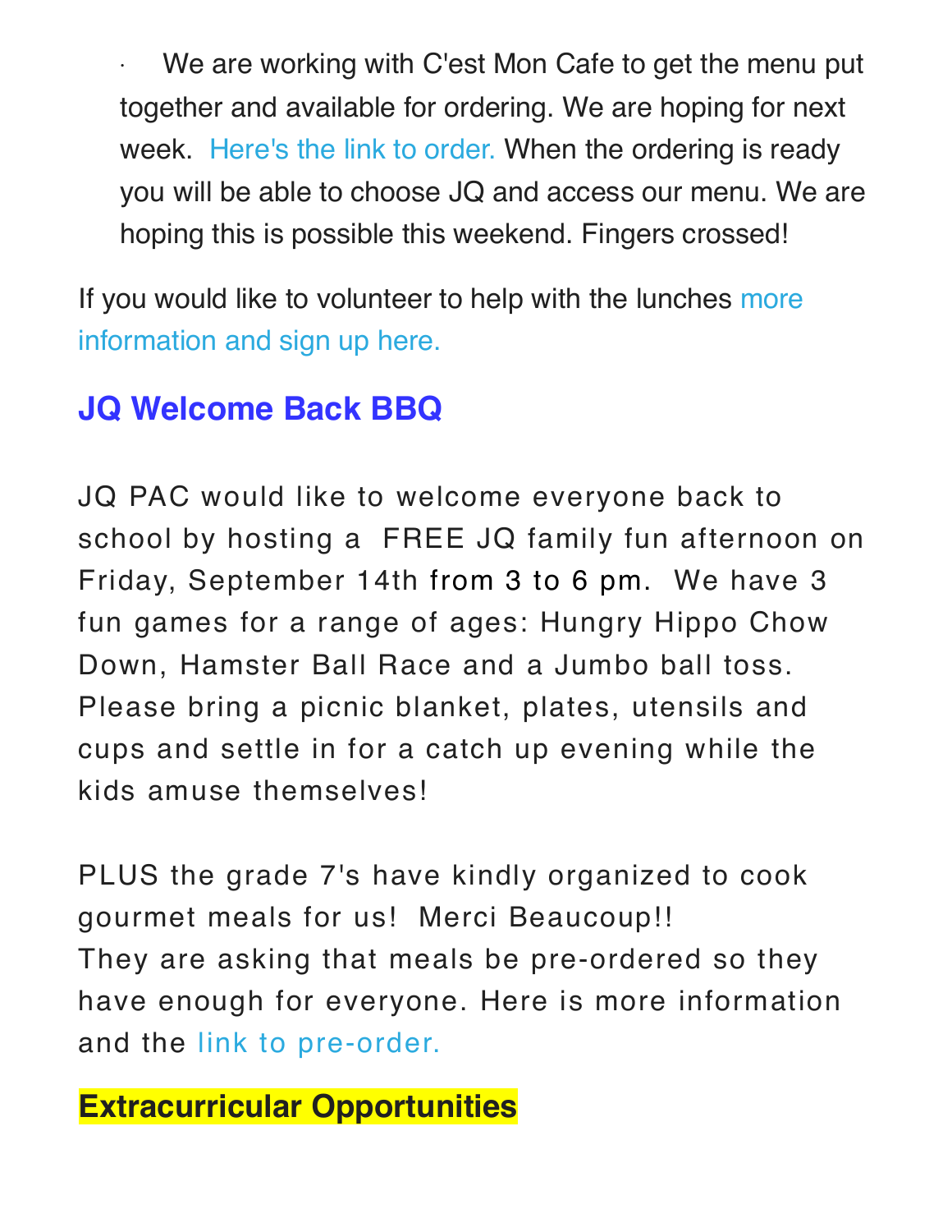- We are working with C'est Mon Cafe to get the menu put together and available for ordering. We are hoping for next week. Here's the link to order. When the ordering is ready you will be able to choose JQ and access our menu. We are hoping this is possible this weekend. Fingers crossed!

If you would like to volunteer to help with the lunches more information and sign up here.

## JQ Welcome Back BBQ

JQ PAC would like to welcome everyone back to school by hosting a FREE JQ family fun afternoon on Friday, September 14th from 3 to 6 pm. We have 3 fun games for a range of ages: Hungry Hippo Chow Down, Hamster Ball Race and a Jumbo ball toss. Please bring a picnic blanket, plates, utensils and cups and settle in for a catch up evening while the kids amuse themselves!

PLUS the grade 7's have kindly organized to cook gourmet meals for us! Merci Beaucoup!!
They are asking that meals be pre-ordered so they have enough for everyone. Here is more information and the link to pre-order.

## Extracurricular Opportunities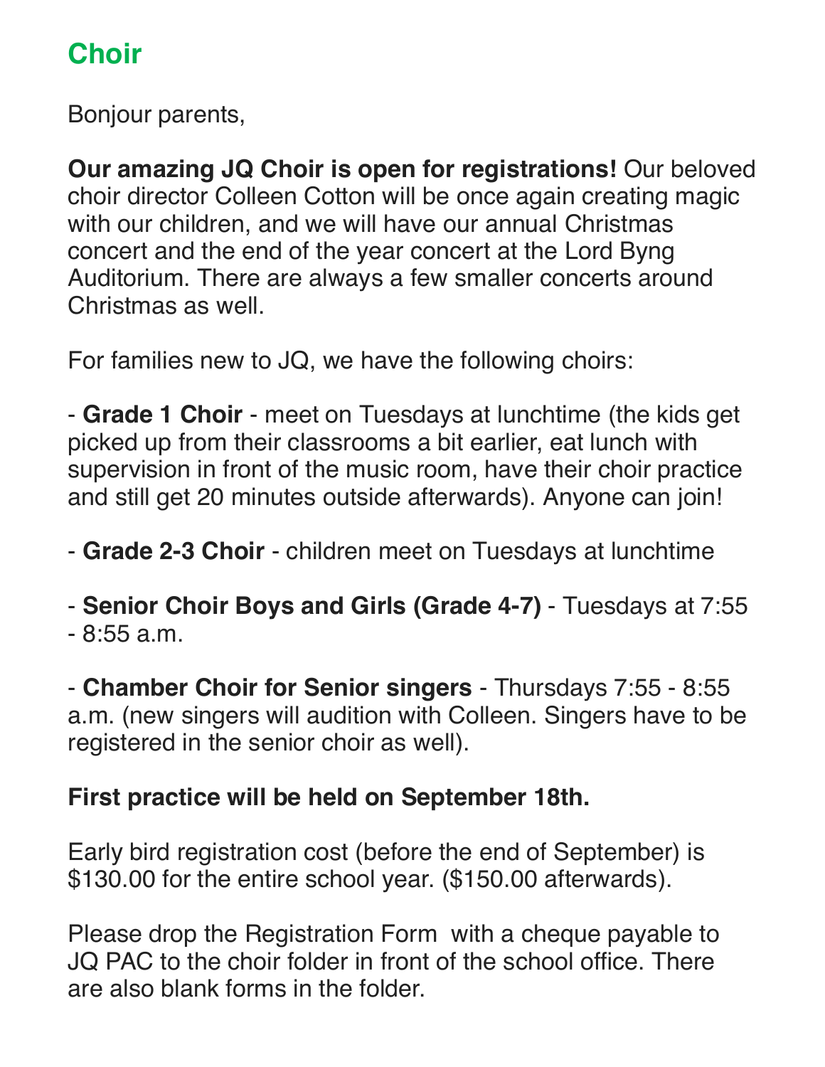# Choir

Bonjour parents,

**Our amazing JQ Choir is open for registrations!** Our beloved choir director Colleen Cotton will be once again creating magic with our children, and we will have our annual Christmas concert and the end of the year concert at the Lord Byng Auditorium. There are always a few smaller concerts around Christmas as well.

For families new to JQ, we have the following choirs:

- **Grade 1 Choir** - meet on Tuesdays at lunchtime (the kids get picked up from their classrooms a bit earlier, eat lunch with supervision in front of the music room, have their choir practice and still get 20 minutes outside afterwards). Anyone can join!

- **Grade 2-3 Choir** - children meet on Tuesdays at lunchtime

- **Senior Choir Boys and Girls (Grade 4-7)** - Tuesdays at 7:55 - 8:55 a.m.

- **Chamber Choir for Senior singers** - Thursdays 7:55 - 8:55 a.m. (new singers will audition with Colleen. Singers have to be registered in the senior choir as well).

**First practice will be held on September 18th.**

Early bird registration cost (before the end of September) is $130.00 for the entire school year. ($150.00 afterwards).

Please drop the Registration Form with a cheque payable to JQ PAC to the choir folder in front of the school office. There are also blank forms in the folder.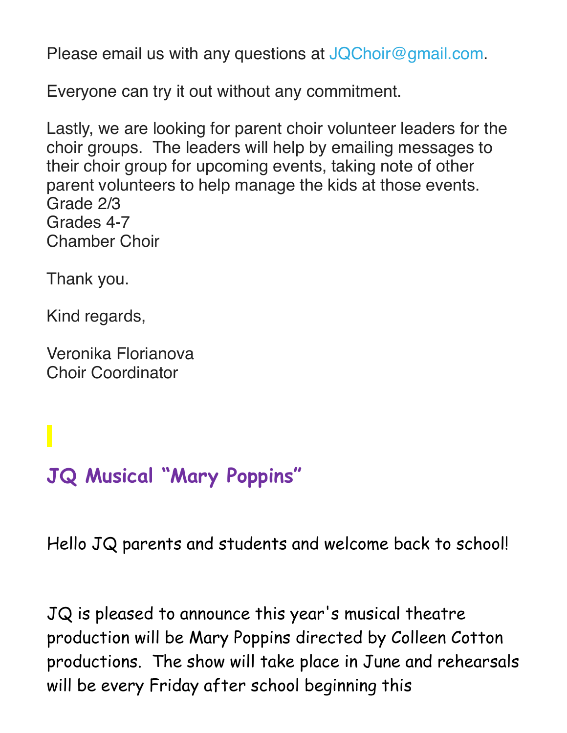Please email us with any questions at JQChoir@gmail.com.

Everyone can try it out without any commitment.

Lastly, we are looking for parent choir volunteer leaders for the choir groups.  The leaders will help by emailing messages to their choir group for upcoming events, taking note of other parent volunteers to help manage the kids at those events.
Grade 2/3
Grades 4-7
Chamber Choir

Thank you.

Kind regards,

Veronika Florianova
Choir Coordinator

## JQ Musical "Mary Poppins"

Hello JQ parents and students and welcome back to school!

JQ is pleased to announce this year's musical theatre production will be Mary Poppins directed by Colleen Cotton productions.  The show will take place in June and rehearsals will be every Friday after school beginning this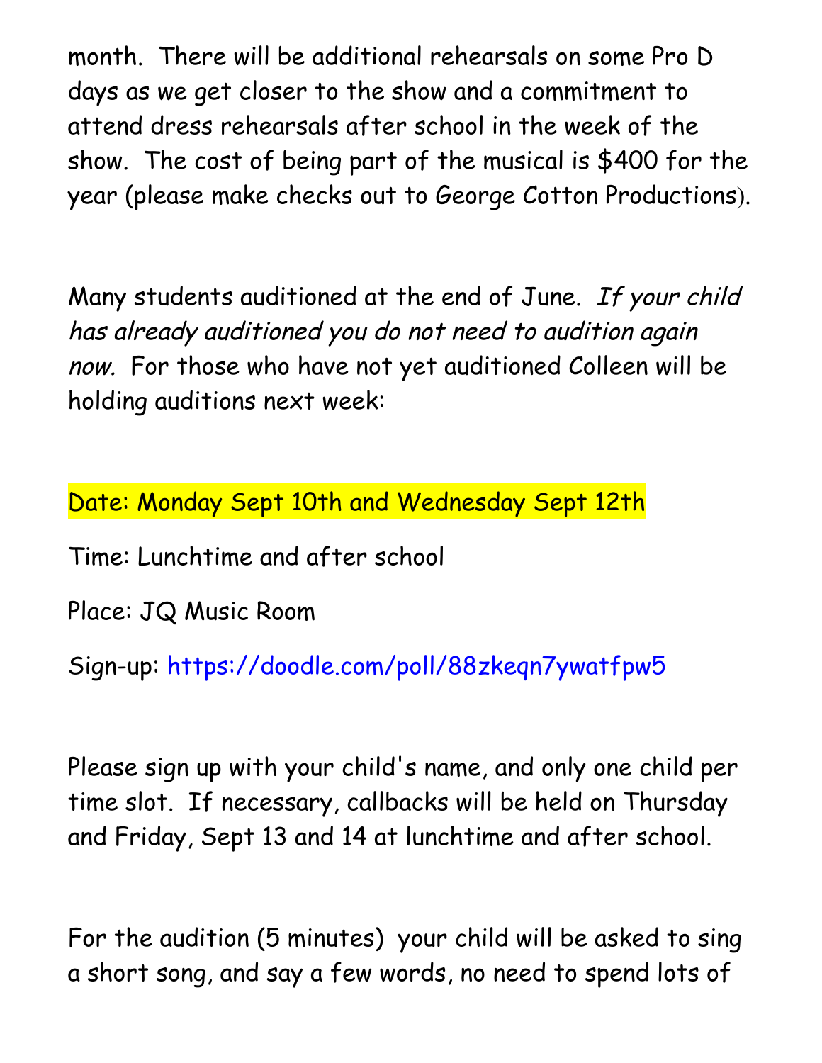month. There will be additional rehearsals on some Pro D days as we get closer to the show and a commitment to attend dress rehearsals after school in the week of the show. The cost of being part of the musical is $400 for the year (please make checks out to George Cotton Productions).

Many students auditioned at the end of June. *If your child has already auditioned you do not need to audition again now.* For those who have not yet auditioned Colleen will be holding auditions next week:

Date: Monday Sept 10th and Wednesday Sept 12th

Time: Lunchtime and after school

Place: JQ Music Room

Sign-up: https://doodle.com/poll/88zkeqn7ywatfpw5

Please sign up with your child's name, and only one child per time slot. If necessary, callbacks will be held on Thursday and Friday, Sept 13 and 14 at lunchtime and after school.

For the audition (5 minutes) your child will be asked to sing a short song, and say a few words, no need to spend lots of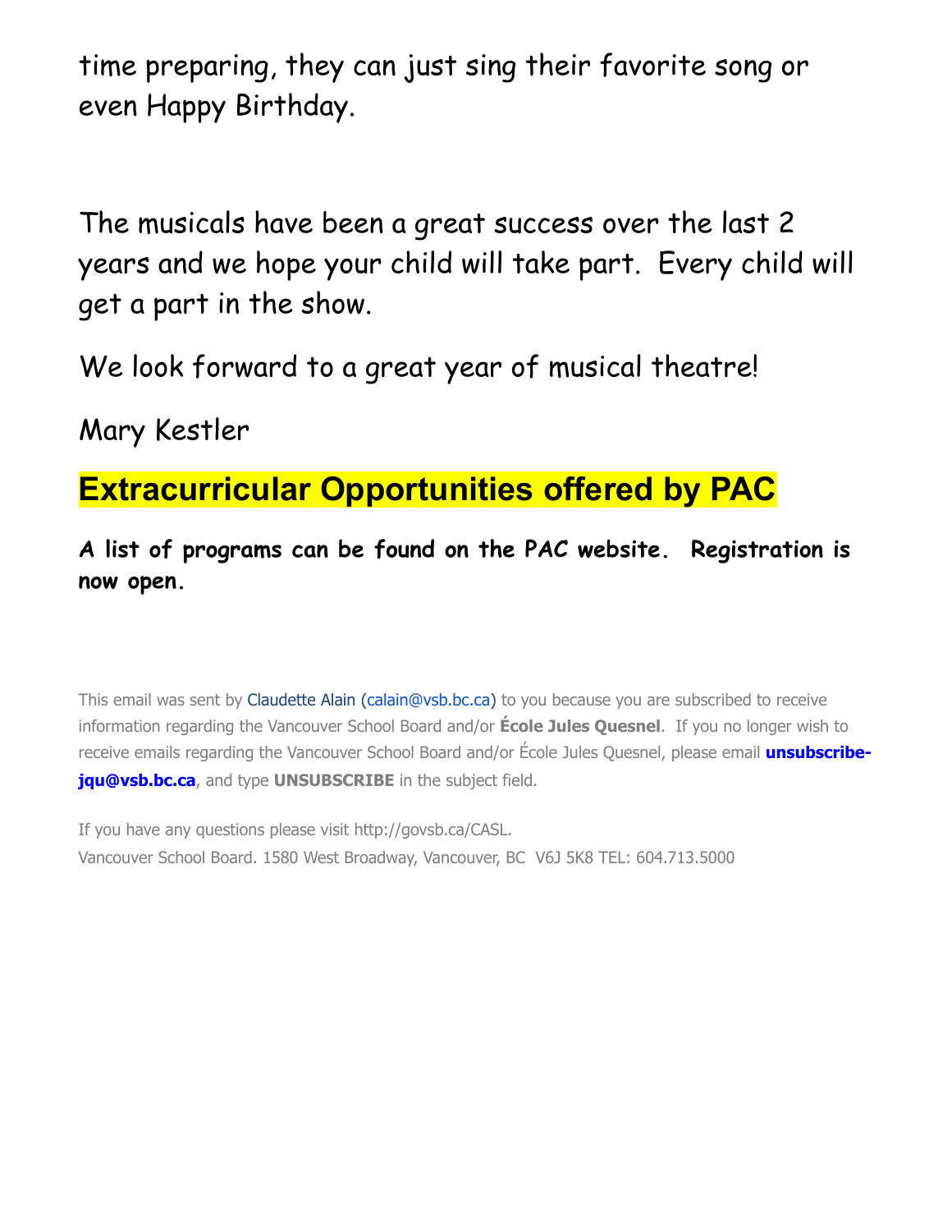time preparing, they can just sing their favorite song or even Happy Birthday.

The musicals have been a great success over the last 2 years and we hope your child will take part. Every child will get a part in the show.

We look forward to a great year of musical theatre!

Mary Kestler

## Extracurricular Opportunities offered by PAC

**A list of programs can be found on the PAC website. Registration is now open.**

This email was sent by Claudette Alain (calain@vsb.bc.ca) to you because you are subscribed to receive information regarding the Vancouver School Board and/or **École Jules Quesnel**. If you no longer wish to receive emails regarding the Vancouver School Board and/or École Jules Quesnel, please email **unsubscribe-jqu@vsb.bc.ca**, and type **UNSUBSCRIBE** in the subject field.

If you have any questions please visit http://govsb.ca/CASL.
Vancouver School Board. 1580 West Broadway, Vancouver, BC V6J 5K8 TEL: 604.713.5000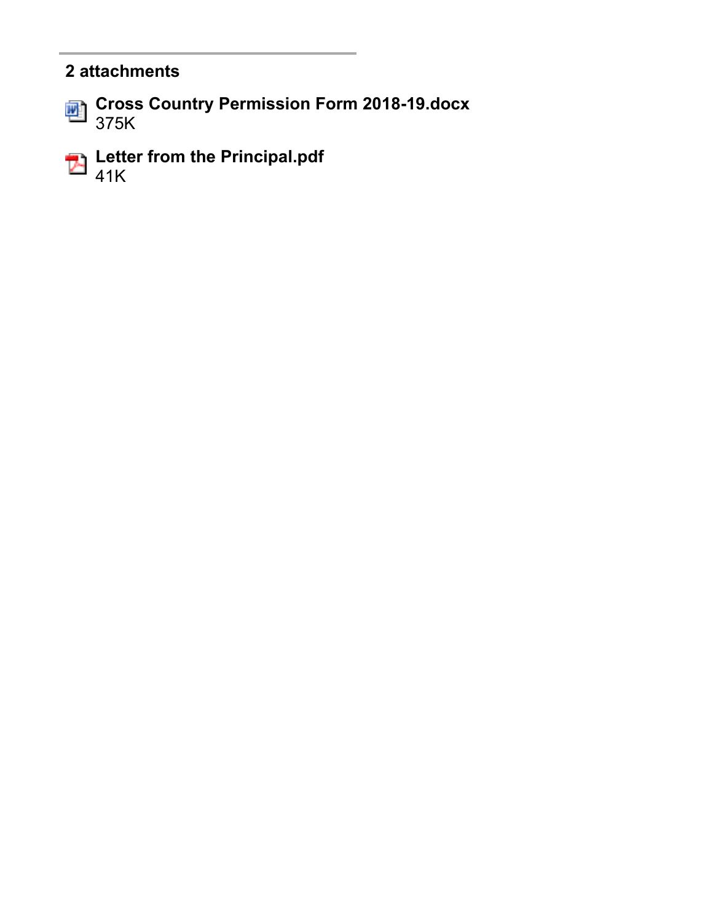**2 attachments**

**Cross Country Permission Form 2018-19.docx**
375K

**Letter from the Principal.pdf**
41K